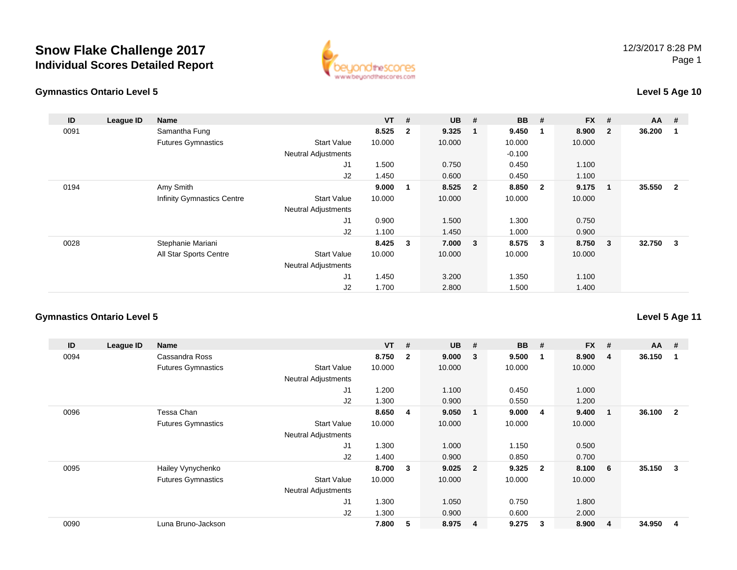# Snow Flake Challenge 2017

## Individual Scores Detailed Report

12/3/2017 8:28 PM

### Gymnastics Ontario Level 5

**Level 5 Age 10**

| ID | League ID | Name | | VT | # | UB | # | BB | # | FX | # | AA | # |
|---|---|---|---|---|---|---|---|---|---|---|---|---|---|
| 0091 | | Samantha Fung | | **8.525** | **2** | **9.325** | **1** | **9.450** | **1** | **8.900** | **2** | **36.200** | **1** |
| | | Futures Gymnastics | Start Value | 10.000 | | 10.000 | | 10.000 | | 10.000 | | | |
| | | | Neutral Adjustments | | | | | -0.100 | | | | | |
| | | | J1 | 1.500 | | 0.750 | | 0.450 | | 1.100 | | | |
| | | | J2 | 1.450 | | 0.600 | | 0.450 | | 1.100 | | | |
| 0194 | | Amy Smith | | **9.000** | **1** | **8.525** | **2** | **8.850** | **2** | **9.175** | **1** | **35.550** | **2** |
| | | Infinity Gymnastics Centre | Start Value | 10.000 | | 10.000 | | 10.000 | | 10.000 | | | |
| | | | Neutral Adjustments | | | | | | | | | | |
| | | | J1 | 0.900 | | 1.500 | | 1.300 | | 0.750 | | | |
| | | | J2 | 1.100 | | 1.450 | | 1.000 | | 0.900 | | | |
| 0028 | | Stephanie Mariani | | **8.425** | **3** | **7.000** | **3** | **8.575** | **3** | **8.750** | **3** | **32.750** | **3** |
| | | All Star Sports Centre | Start Value | 10.000 | | 10.000 | | 10.000 | | 10.000 | | | |
| | | | Neutral Adjustments | | | | | | | | | | |
| | | | J1 | 1.450 | | 3.200 | | 1.350 | | 1.100 | | | |
| | | | J2 | 1.700 | | 2.800 | | 1.500 | | 1.400 | | | |

### Gymnastics Ontario Level 5

**Level 5 Age 11**

| ID | League ID | Name | | VT | # | UB | # | BB | # | FX | # | AA | # |
|---|---|---|---|---|---|---|---|---|---|---|---|---|---|
| 0094 | | Cassandra Ross | | **8.750** | **2** | **9.000** | **3** | **9.500** | **1** | **8.900** | **4** | **36.150** | **1** |
| | | Futures Gymnastics | Start Value | 10.000 | | 10.000 | | 10.000 | | 10.000 | | | |
| | | | Neutral Adjustments | | | | | | | | | | |
| | | | J1 | 1.200 | | 1.100 | | 0.450 | | 1.000 | | | |
| | | | J2 | 1.300 | | 0.900 | | 0.550 | | 1.200 | | | |
| 0096 | | Tessa Chan | | **8.650** | **4** | **9.050** | **1** | **9.000** | **4** | **9.400** | **1** | **36.100** | **2** |
| | | Futures Gymnastics | Start Value | 10.000 | | 10.000 | | 10.000 | | 10.000 | | | |
| | | | Neutral Adjustments | | | | | | | | | | |
| | | | J1 | 1.300 | | 1.000 | | 1.150 | | 0.500 | | | |
| | | | J2 | 1.400 | | 0.900 | | 0.850 | | 0.700 | | | |
| 0095 | | Hailey Vynychenko | | **8.700** | **3** | **9.025** | **2** | **9.325** | **2** | **8.100** | **6** | **35.150** | **3** |
| | | Futures Gymnastics | Start Value | 10.000 | | 10.000 | | 10.000 | | 10.000 | | | |
| | | | Neutral Adjustments | | | | | | | | | | |
| | | | J1 | 1.300 | | 1.050 | | 0.750 | | 1.800 | | | |
| | | | J2 | 1.300 | | 0.900 | | 0.600 | | 2.000 | | | |
| 0090 | | Luna Bruno-Jackson | | **7.800** | **5** | **8.975** | **4** | **9.275** | **3** | **8.900** | **4** | **34.950** | **4** |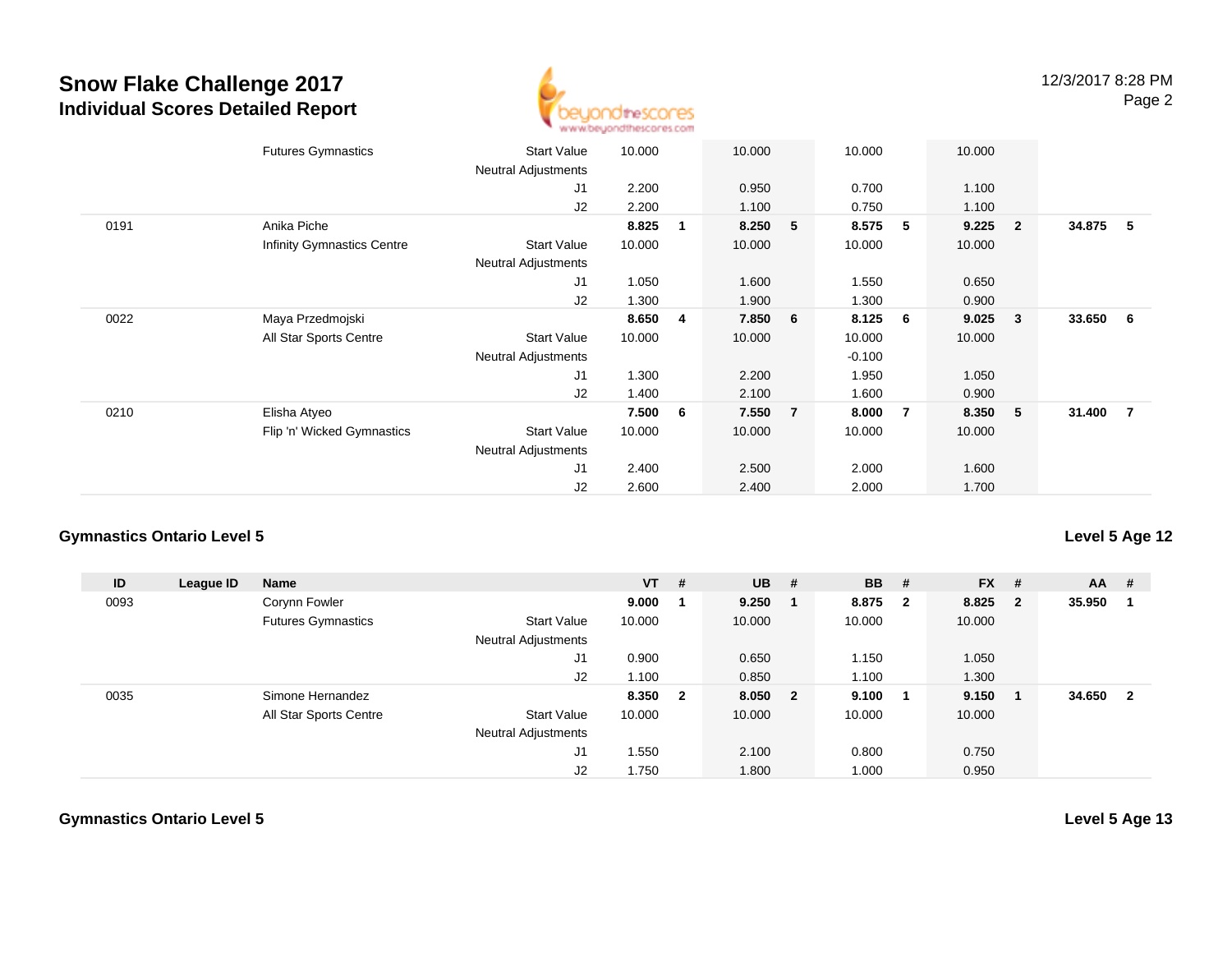# Snow Flake Challenge 2017
## Individual Scores Detailed Report

12/3/2017 8:28 PM

| ID | League ID | Name | | VT | # | UB | # | BB | # | FX | # | AA | # |
|---|---|---|---|---|---|---|---|---|---|---|---|---|---|
| | | Futures Gymnastics | Start Value | 10.000 | | 10.000 | | 10.000 | | 10.000 | | | |
| | | | Neutral Adjustments | | | | | | | | | | |
| | | | J1 | 2.200 | | 0.950 | | 0.700 | | 1.100 | | | |
| | | | J2 | 2.200 | | 1.100 | | 0.750 | | 1.100 | | | |
| 0191 | | Anika Piche | | **8.825** | **1** | **8.250** | **5** | **8.575** | **5** | **9.225** | **2** | **34.875** | **5** |
| | | Infinity Gymnastics Centre | Start Value | 10.000 | | 10.000 | | 10.000 | | 10.000 | | | |
| | | | Neutral Adjustments | | | | | | | | | | |
| | | | J1 | 1.050 | | 1.600 | | 1.550 | | 0.650 | | | |
| | | | J2 | 1.300 | | 1.900 | | 1.300 | | 0.900 | | | |
| 0022 | | Maya Przedmojski | | **8.650** | **4** | **7.850** | **6** | **8.125** | **6** | **9.025** | **3** | **33.650** | **6** |
| | | All Star Sports Centre | Start Value | 10.000 | | 10.000 | | 10.000 | | 10.000 | | | |
| | | | Neutral Adjustments | | | | | -0.100 | | | | | |
| | | | J1 | 1.300 | | 2.200 | | 1.950 | | 1.050 | | | |
| | | | J2 | 1.400 | | 2.100 | | 1.600 | | 0.900 | | | |
| 0210 | | Elisha Atyeo | | **7.500** | **6** | **7.550** | **7** | **8.000** | **7** | **8.350** | **5** | **31.400** | **7** |
| | | Flip 'n' Wicked Gymnastics | Start Value | 10.000 | | 10.000 | | 10.000 | | 10.000 | | | |
| | | | Neutral Adjustments | | | | | | | | | | |
| | | | J1 | 2.400 | | 2.500 | | 2.000 | | 1.600 | | | |
| | | | J2 | 2.600 | | 2.400 | | 2.000 | | 1.700 | | | |

### Gymnastics Ontario Level 5

**Level 5 Age 12**

| ID | League ID | Name | | VT | # | UB | # | BB | # | FX | # | AA | # |
|---|---|---|---|---|---|---|---|---|---|---|---|---|---|
| 0093 | | Corynn Fowler | | **9.000** | **1** | **9.250** | **1** | **8.875** | **2** | **8.825** | **2** | **35.950** | **1** |
| | | Futures Gymnastics | Start Value | 10.000 | | 10.000 | | 10.000 | | 10.000 | | | |
| | | | Neutral Adjustments | | | | | | | | | | |
| | | | J1 | 0.900 | | 0.650 | | 1.150 | | 1.050 | | | |
| | | | J2 | 1.100 | | 0.850 | | 1.100 | | 1.300 | | | |
| 0035 | | Simone Hernandez | | **8.350** | **2** | **8.050** | **2** | **9.100** | **1** | **9.150** | **1** | **34.650** | **2** |
| | | All Star Sports Centre | Start Value | 10.000 | | 10.000 | | 10.000 | | 10.000 | | | |
| | | | Neutral Adjustments | | | | | | | | | | |
| | | | J1 | 1.550 | | 2.100 | | 0.800 | | 0.750 | | | |
| | | | J2 | 1.750 | | 1.800 | | 1.000 | | 0.950 | | | |

### Gymnastics Ontario Level 5

**Level 5 Age 13**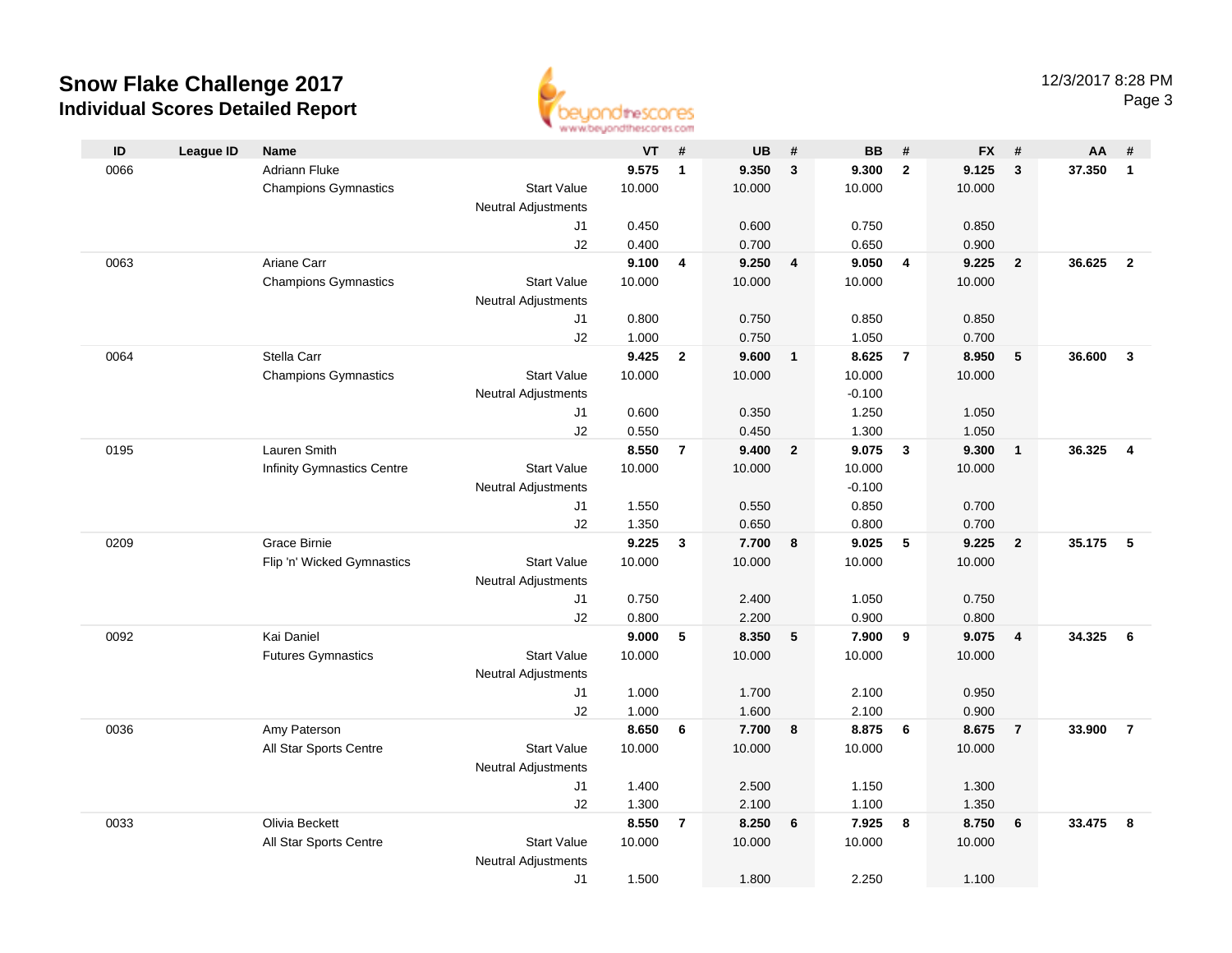# Snow Flake Challenge 2017

## Individual Scores Detailed Report

12/3/2017 8:28 PM

| ID | League ID | Name | | VT | # | UB | # | BB | # | FX | # | AA | # |
|---|---|---|---|---|---|---|---|---|---|---|---|---|---|
| 0066 | | Adriann Fluke | | **9.575** | **1** | **9.350** | **3** | **9.300** | **2** | **9.125** | **3** | **37.350** | **1** |
| | | Champions Gymnastics | Start Value | 10.000 | | 10.000 | | 10.000 | | 10.000 | | | |
| | | | Neutral Adjustments | | | | | | | | | | |
| | | | J1 | 0.450 | | 0.600 | | 0.750 | | 0.850 | | | |
| | | | J2 | 0.400 | | 0.700 | | 0.650 | | 0.900 | | | |
| 0063 | | Ariane Carr | | **9.100** | **4** | **9.250** | **4** | **9.050** | **4** | **9.225** | **2** | **36.625** | **2** |
| | | Champions Gymnastics | Start Value | 10.000 | | 10.000 | | 10.000 | | 10.000 | | | |
| | | | Neutral Adjustments | | | | | | | | | | |
| | | | J1 | 0.800 | | 0.750 | | 0.850 | | 0.850 | | | |
| | | | J2 | 1.000 | | 0.750 | | 1.050 | | 0.700 | | | |
| 0064 | | Stella Carr | | **9.425** | **2** | **9.600** | **1** | **8.625** | **7** | **8.950** | **5** | **36.600** | **3** |
| | | Champions Gymnastics | Start Value | 10.000 | | 10.000 | | 10.000 | | 10.000 | | | |
| | | | Neutral Adjustments | | | | | -0.100 | | | | | |
| | | | J1 | 0.600 | | 0.350 | | 1.250 | | 1.050 | | | |
| | | | J2 | 0.550 | | 0.450 | | 1.300 | | 1.050 | | | |
| 0195 | | Lauren Smith | | **8.550** | **7** | **9.400** | **2** | **9.075** | **3** | **9.300** | **1** | **36.325** | **4** |
| | | Infinity Gymnastics Centre | Start Value | 10.000 | | 10.000 | | 10.000 | | 10.000 | | | |
| | | | Neutral Adjustments | | | | | -0.100 | | | | | |
| | | | J1 | 1.550 | | 0.550 | | 0.850 | | 0.700 | | | |
| | | | J2 | 1.350 | | 0.650 | | 0.800 | | 0.700 | | | |
| 0209 | | Grace Birnie | | **9.225** | **3** | **7.700** | **8** | **9.025** | **5** | **9.225** | **2** | **35.175** | **5** |
| | | Flip 'n' Wicked Gymnastics | Start Value | 10.000 | | 10.000 | | 10.000 | | 10.000 | | | |
| | | | Neutral Adjustments | | | | | | | | | | |
| | | | J1 | 0.750 | | 2.400 | | 1.050 | | 0.750 | | | |
| | | | J2 | 0.800 | | 2.200 | | 0.900 | | 0.800 | | | |
| 0092 | | Kai Daniel | | **9.000** | **5** | **8.350** | **5** | **7.900** | **9** | **9.075** | **4** | **34.325** | **6** |
| | | Futures Gymnastics | Start Value | 10.000 | | 10.000 | | 10.000 | | 10.000 | | | |
| | | | Neutral Adjustments | | | | | | | | | | |
| | | | J1 | 1.000 | | 1.700 | | 2.100 | | 0.950 | | | |
| | | | J2 | 1.000 | | 1.600 | | 2.100 | | 0.900 | | | |
| 0036 | | Amy Paterson | | **8.650** | **6** | **7.700** | **8** | **8.875** | **6** | **8.675** | **7** | **33.900** | **7** |
| | | All Star Sports Centre | Start Value | 10.000 | | 10.000 | | 10.000 | | 10.000 | | | |
| | | | Neutral Adjustments | | | | | | | | | | |
| | | | J1 | 1.400 | | 2.500 | | 1.150 | | 1.300 | | | |
| | | | J2 | 1.300 | | 2.100 | | 1.100 | | 1.350 | | | |
| 0033 | | Olivia Beckett | | **8.550** | **7** | **8.250** | **6** | **7.925** | **8** | **8.750** | **6** | **33.475** | **8** |
| | | All Star Sports Centre | Start Value | 10.000 | | 10.000 | | 10.000 | | 10.000 | | | |
| | | | Neutral Adjustments | | | | | | | | | | |
| | | | J1 | 1.500 | | 1.800 | | 2.250 | | 1.100 | | | |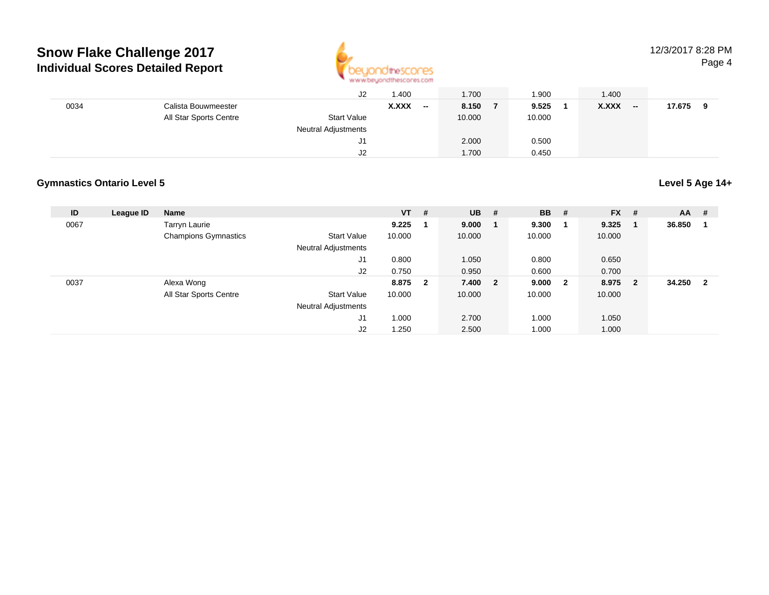# Snow Flake Challenge 2017

## Individual Scores Detailed Report

| ID | League ID | Name | | VT | # | UB | # | BB | # | FX | # | AA | # |
|---|---|---|---|---|---|---|---|---|---|---|---|---|---|
| | | | J2 | 1.400 | | 1.700 | | 1.900 | | 1.400 | | | |
| 0034 | | Calista Bouwmeester | | **X.XXX** | **--** | **8.150** | **7** | **9.525** | **1** | **X.XXX** | **--** | **17.675** | **9** |
| | | All Star Sports Centre | Start Value | | | 10.000 | | 10.000 | | | | | |
| | | | Neutral Adjustments | | | | | | | | | | |
| | | | J1 | | | 2.000 | | 0.500 | | | | | |
| | | | J2 | | | 1.700 | | 0.450 | | | | | |

### Gymnastics Ontario Level 5

### Level 5 Age 14+

| ID | League ID | Name | | VT | # | UB | # | BB | # | FX | # | AA | # |
|---|---|---|---|---|---|---|---|---|---|---|---|---|---|
| 0067 | | Tarryn Laurie | | **9.225** | **1** | **9.000** | **1** | **9.300** | **1** | **9.325** | **1** | **36.850** | **1** |
| | | Champions Gymnastics | Start Value | 10.000 | | 10.000 | | 10.000 | | 10.000 | | | |
| | | | Neutral Adjustments | | | | | | | | | | |
| | | | J1 | 0.800 | | 1.050 | | 0.800 | | 0.650 | | | |
| | | | J2 | 0.750 | | 0.950 | | 0.600 | | 0.700 | | | |
| 0037 | | Alexa Wong | | **8.875** | **2** | **7.400** | **2** | **9.000** | **2** | **8.975** | **2** | **34.250** | **2** |
| | | All Star Sports Centre | Start Value | 10.000 | | 10.000 | | 10.000 | | 10.000 | | | |
| | | | Neutral Adjustments | | | | | | | | | | |
| | | | J1 | 1.000 | | 2.700 | | 1.000 | | 1.050 | | | |
| | | | J2 | 1.250 | | 2.500 | | 1.000 | | 1.000 | | | |